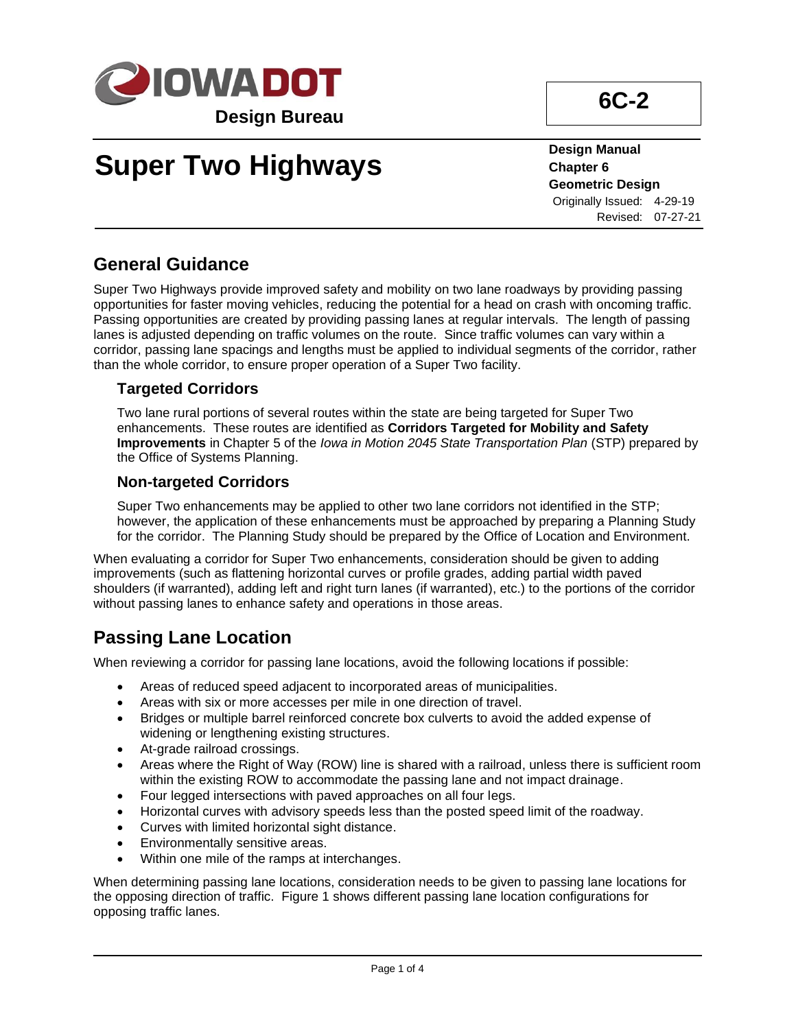Design Bureau

**6C-2**

# Super Two Highways

**Design Manual**
**Chapter 6**
**Geometric Design**
Originally Issued: 4-29-19
Revised: 07-27-21

## General Guidance

Super Two Highways provide improved safety and mobility on two lane roadways by providing passing opportunities for faster moving vehicles, reducing the potential for a head on crash with oncoming traffic. Passing opportunities are created by providing passing lanes at regular intervals. The length of passing lanes is adjusted depending on traffic volumes on the route. Since traffic volumes can vary within a corridor, passing lane spacings and lengths must be applied to individual segments of the corridor, rather than the whole corridor, to ensure proper operation of a Super Two facility.

### Targeted Corridors

Two lane rural portions of several routes within the state are being targeted for Super Two enhancements. These routes are identified as **Corridors Targeted for Mobility and Safety Improvements** in Chapter 5 of the *Iowa in Motion 2045 State Transportation Plan* (STP) prepared by the Office of Systems Planning.

### Non-targeted Corridors

Super Two enhancements may be applied to other two lane corridors not identified in the STP; however, the application of these enhancements must be approached by preparing a Planning Study for the corridor. The Planning Study should be prepared by the Office of Location and Environment.

When evaluating a corridor for Super Two enhancements, consideration should be given to adding improvements (such as flattening horizontal curves or profile grades, adding partial width paved shoulders (if warranted), adding left and right turn lanes (if warranted), etc.) to the portions of the corridor without passing lanes to enhance safety and operations in those areas.

## Passing Lane Location

When reviewing a corridor for passing lane locations, avoid the following locations if possible:

- Areas of reduced speed adjacent to incorporated areas of municipalities.
- Areas with six or more accesses per mile in one direction of travel.
- Bridges or multiple barrel reinforced concrete box culverts to avoid the added expense of widening or lengthening existing structures.
- At-grade railroad crossings.
- Areas where the Right of Way (ROW) line is shared with a railroad, unless there is sufficient room within the existing ROW to accommodate the passing lane and not impact drainage.
- Four legged intersections with paved approaches on all four legs.
- Horizontal curves with advisory speeds less than the posted speed limit of the roadway.
- Curves with limited horizontal sight distance.
- Environmentally sensitive areas.
- Within one mile of the ramps at interchanges.

When determining passing lane locations, consideration needs to be given to passing lane locations for the opposing direction of traffic. Figure 1 shows different passing lane location configurations for opposing traffic lanes.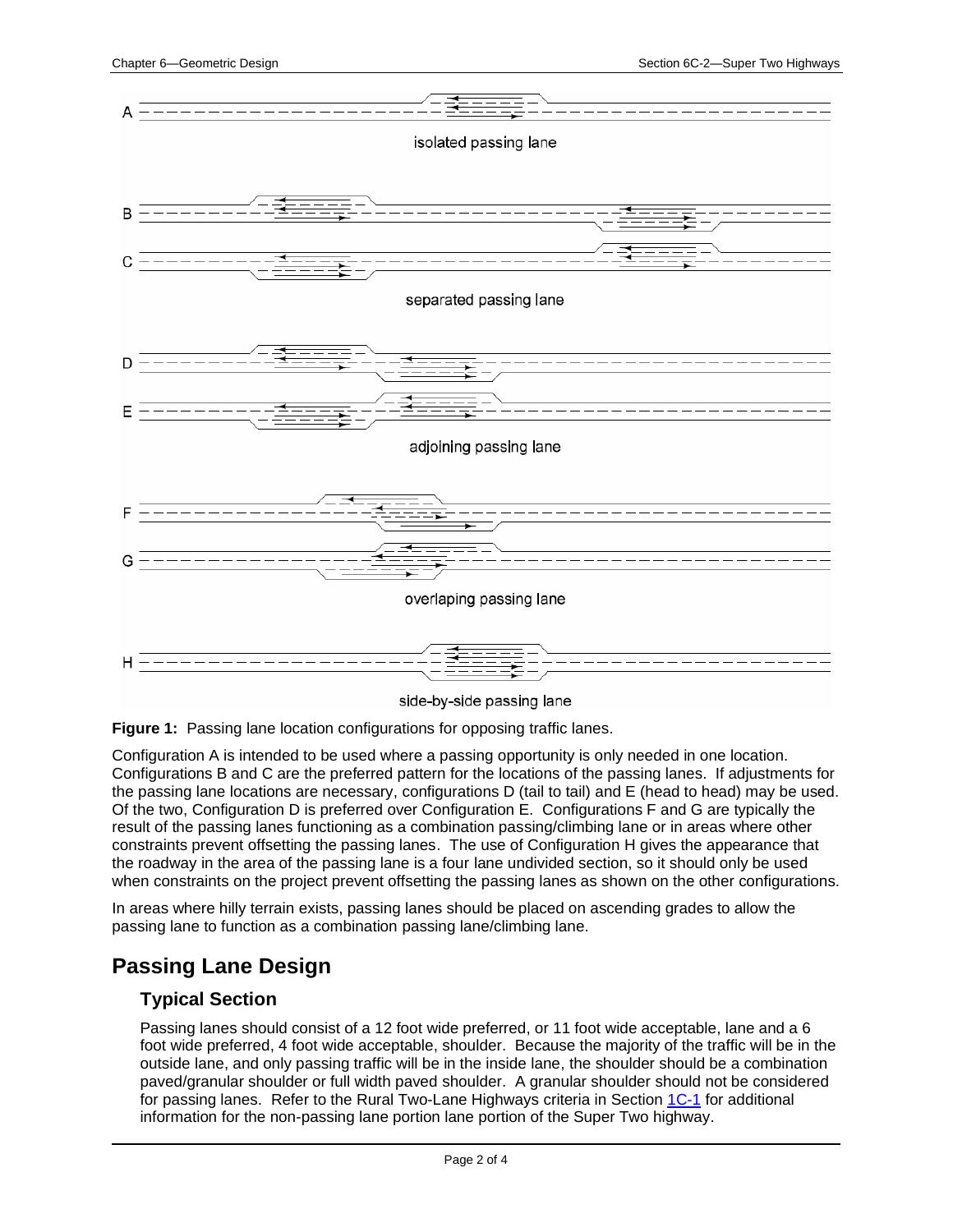A

isolated passing lane

B

C

separated passing lane

D

E

adjoining passing lane

F

G

overlaping passing lane

H

side-by-side passing lane

**Figure 1:** Passing lane location configurations for opposing traffic lanes.

Configuration A is intended to be used where a passing opportunity is only needed in one location. Configurations B and C are the preferred pattern for the locations of the passing lanes. If adjustments for the passing lane locations are necessary, configurations D (tail to tail) and E (head to head) may be used. Of the two, Configuration D is preferred over Configuration E. Configurations F and G are typically the result of the passing lanes functioning as a combination passing/climbing lane or in areas where other constraints prevent offsetting the passing lanes. The use of Configuration H gives the appearance that the roadway in the area of the passing lane is a four lane undivided section, so it should only be used when constraints on the project prevent offsetting the passing lanes as shown on the other configurations.

In areas where hilly terrain exists, passing lanes should be placed on ascending grades to allow the passing lane to function as a combination passing lane/climbing lane.

# Passing Lane Design

## Typical Section

Passing lanes should consist of a 12 foot wide preferred, or 11 foot wide acceptable, lane and a 6 foot wide preferred, 4 foot wide acceptable, shoulder. Because the majority of the traffic will be in the outside lane, and only passing traffic will be in the inside lane, the shoulder should be a combination paved/granular shoulder or full width paved shoulder. A granular shoulder should not be considered for passing lanes. Refer to the Rural Two-Lane Highways criteria in Section 1C-1 for additional information for the non-passing lane portion lane portion of the Super Two highway.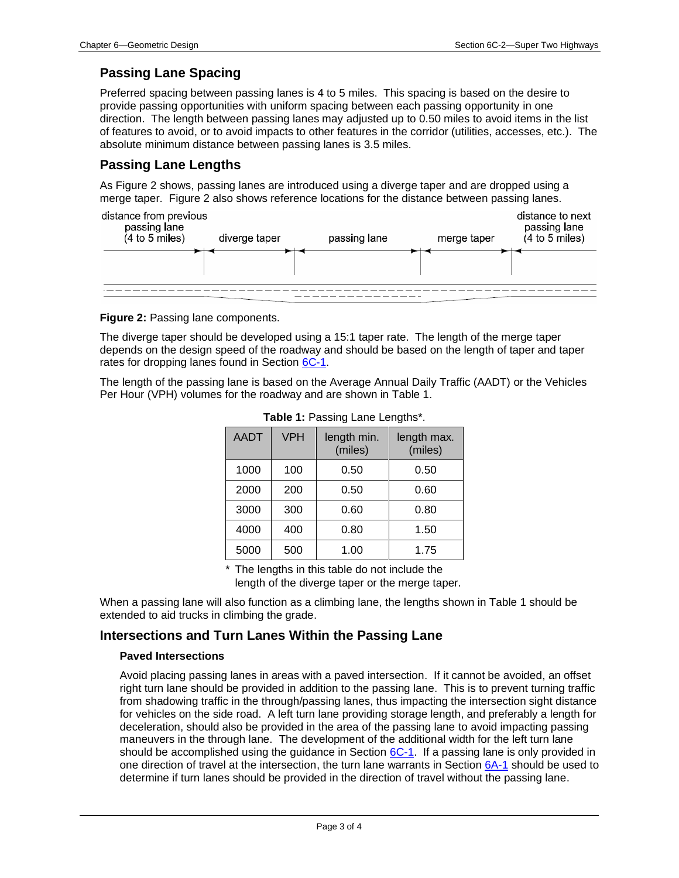## Passing Lane Spacing

Preferred spacing between passing lanes is 4 to 5 miles. This spacing is based on the desire to provide passing opportunities with uniform spacing between each passing opportunity in one direction. The length between passing lanes may adjusted up to 0.50 miles to avoid items in the list of features to avoid, or to avoid impacts to other features in the corridor (utilities, accesses, etc.). The absolute minimum distance between passing lanes is 3.5 miles.

## Passing Lane Lengths

As Figure 2 shows, passing lanes are introduced using a diverge taper and are dropped using a merge taper. Figure 2 also shows reference locations for the distance between passing lanes.

distance from previous passing lane (4 to 5 miles) | diverge taper | passing lane | merge taper | distance to next passing lane (4 to 5 miles)

**Figure 2:** Passing lane components.

The diverge taper should be developed using a 15:1 taper rate. The length of the merge taper depends on the design speed of the roadway and should be based on the length of taper and taper rates for dropping lanes found in Section 6C-1.

The length of the passing lane is based on the Average Annual Daily Traffic (AADT) or the Vehicles Per Hour (VPH) volumes for the roadway and are shown in Table 1.

**Table 1:** Passing Lane Lengths*.

| AADT | VPH | length min. (miles) | length max. (miles) |
|---|---|---|---|
| 1000 | 100 | 0.50 | 0.50 |
| 2000 | 200 | 0.50 | 0.60 |
| 3000 | 300 | 0.60 | 0.80 |
| 4000 | 400 | 0.80 | 1.50 |
| 5000 | 500 | 1.00 | 1.75 |

* The lengths in this table do not include the length of the diverge taper or the merge taper.

When a passing lane will also function as a climbing lane, the lengths shown in Table 1 should be extended to aid trucks in climbing the grade.

## Intersections and Turn Lanes Within the Passing Lane

### Paved Intersections

Avoid placing passing lanes in areas with a paved intersection. If it cannot be avoided, an offset right turn lane should be provided in addition to the passing lane. This is to prevent turning traffic from shadowing traffic in the through/passing lanes, thus impacting the intersection sight distance for vehicles on the side road. A left turn lane providing storage length, and preferably a length for deceleration, should also be provided in the area of the passing lane to avoid impacting passing maneuvers in the through lane. The development of the additional width for the left turn lane should be accomplished using the guidance in Section 6C-1. If a passing lane is only provided in one direction of travel at the intersection, the turn lane warrants in Section 6A-1 should be used to determine if turn lanes should be provided in the direction of travel without the passing lane.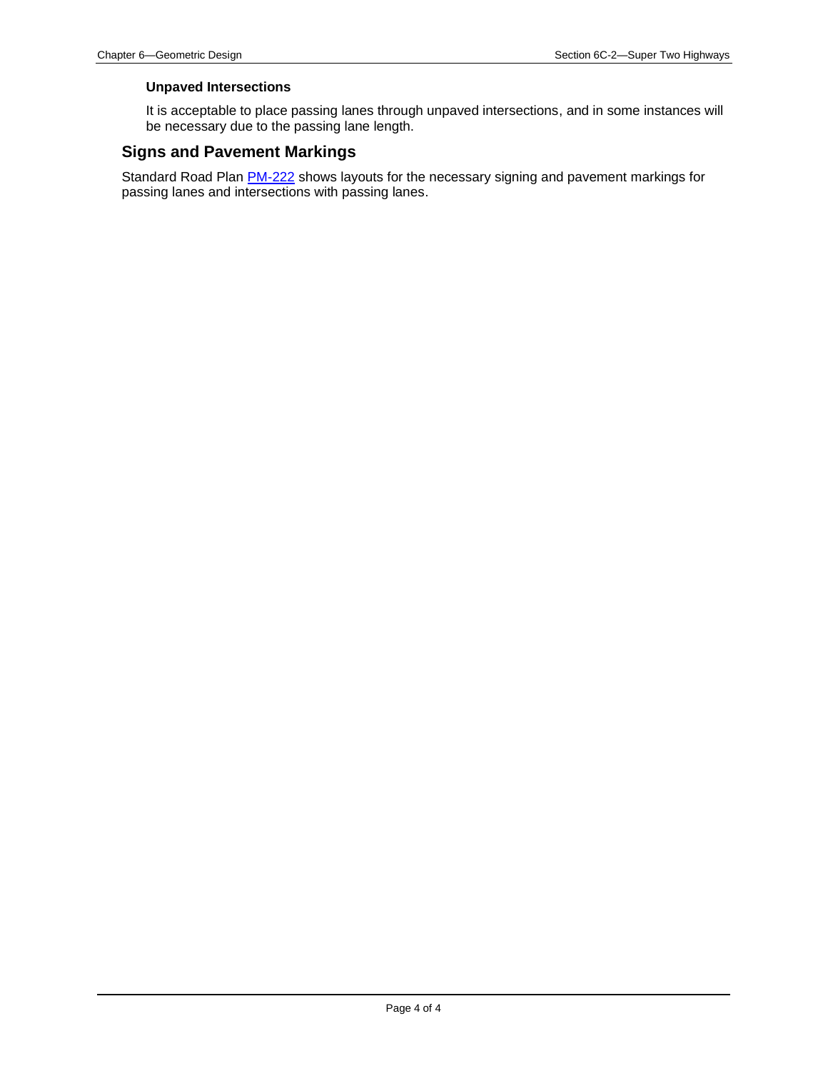### Unpaved Intersections

It is acceptable to place passing lanes through unpaved intersections, and in some instances will be necessary due to the passing lane length.

## Signs and Pavement Markings

Standard Road Plan PM-222 shows layouts for the necessary signing and pavement markings for passing lanes and intersections with passing lanes.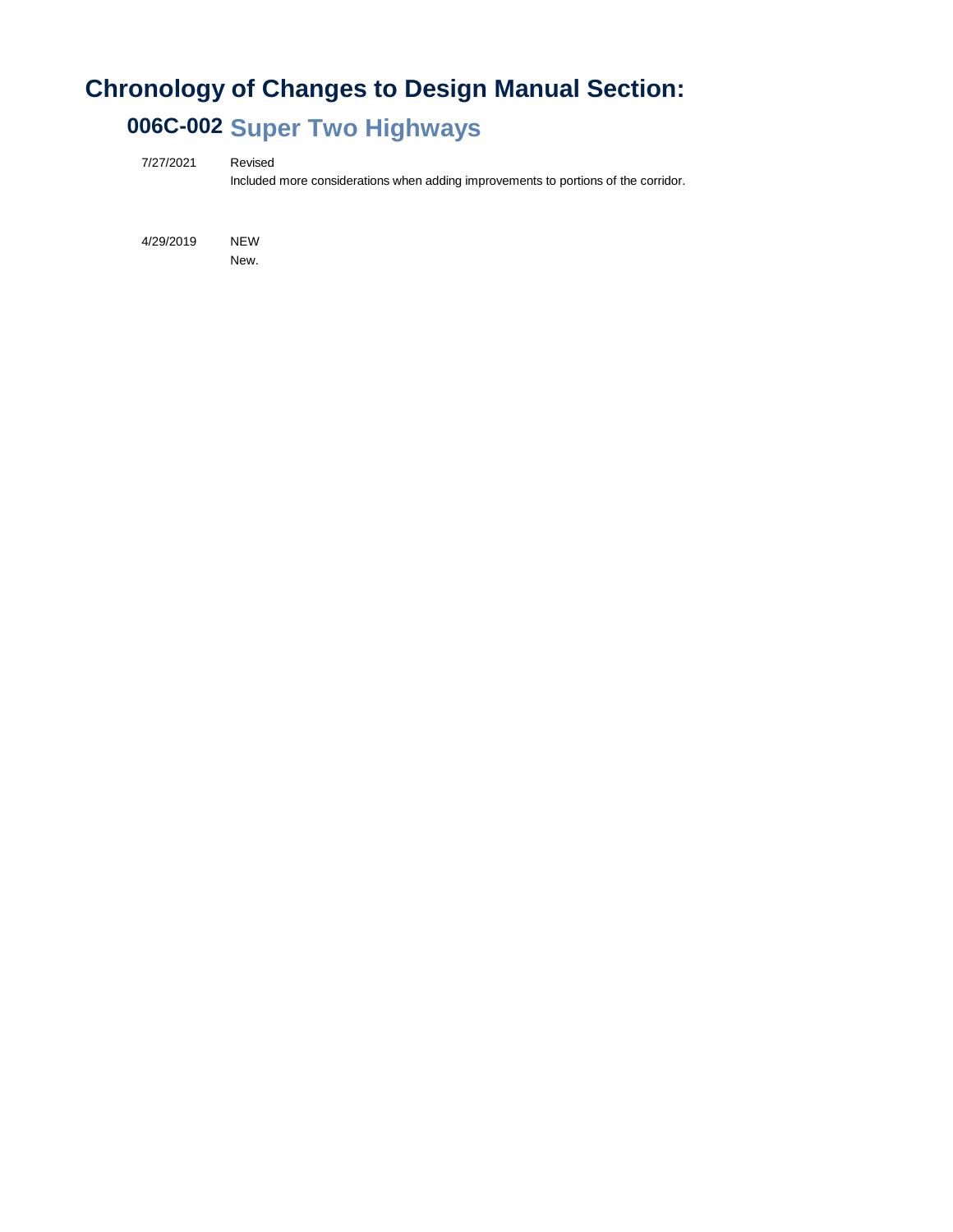# Chronology of Changes to Design Manual Section:

## 006C-002 Super Two Highways

7/27/2021 Revised

Included more considerations when adding improvements to portions of the corridor.

4/29/2019 NEW

New.